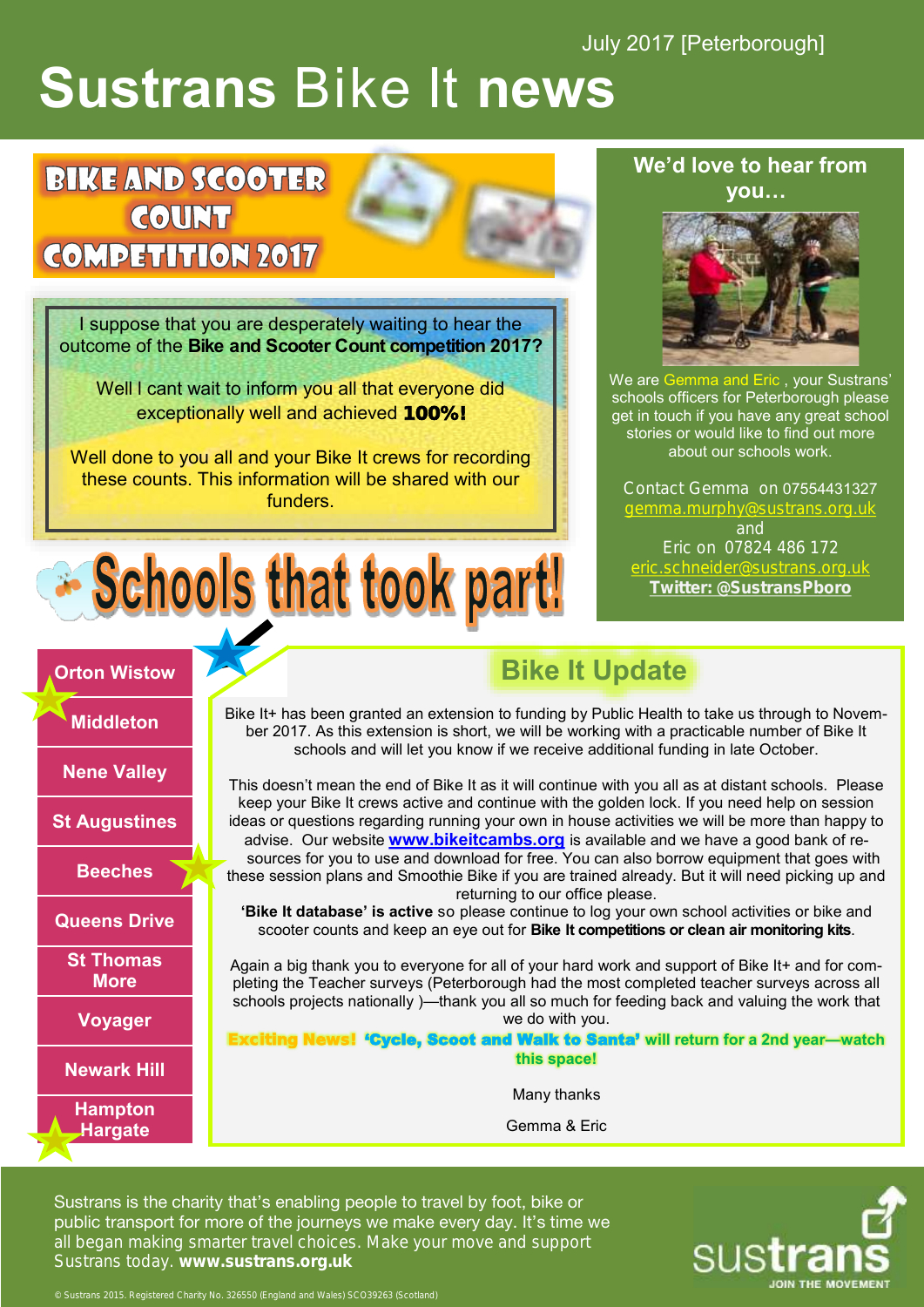July 2017 [Peterborough]

# Sustrans Bike It news

## BIKE AND SCOOTER COUNT COMPETITION 2017

I suppose that you are desperately waiting to hear the outcome of the **Bike and Scooter Count competition 2017?**

Well I cant wait to inform you all that everyone did exceptionally well and achieved **100%!**

Well done to you all and your Bike It crews for recording these counts. This information will be shared with our funders.

## Schools that took part!

- Orton Wistow
- Middleton
- Nene Valley
- St Augustines
- Beeches
- Queens Drive
- St Thomas More
- Voyager
- Newark Hill
- Hampton Hargate

## We'd love to hear from you…

We are Gemma and Eric , your Sustrans' schools officers for Peterborough please get in touch if you have any great school stories or would like to find out more about our schools work.

Contact Gemma on 07554431327
gemma.murphy@sustrans.org.uk
and
Eric on 07824 486 172
eric.schneider@sustrans.org.uk
**Twitter: @SustransPboro**

## Bike It Update

Bike It+ has been granted an extension to funding by Public Health to take us through to November 2017. As this extension is short, we will be working with a practicable number of Bike It schools and will let you know if we receive additional funding in late October.

This doesn't mean the end of Bike It as it will continue with you all as at distant schools. Please keep your Bike It crews active and continue with the golden lock. If you need help on session ideas or questions regarding running your own in house activities we will be more than happy to advise. Our website **www.bikeitcambs.org** is available and we have a good bank of resources for you to use and download for free. You can also borrow equipment that goes with these session plans and Smoothie Bike if you are trained already. But it will need picking up and returning to our office please.

**'Bike It database' is active** so please continue to log your own school activities or bike and scooter counts and keep an eye out for **Bike It competitions or clean air monitoring kits**.

Again a big thank you to everyone for all of your hard work and support of Bike It+ and for completing the Teacher surveys (Peterborough had the most completed teacher surveys across all schools projects nationally )—thank you all so much for feeding back and valuing the work that we do with you.

**Exciting News! 'Cycle, Scoot and Walk to Santa' will return for a 2nd year—watch this space!**

Many thanks

Gemma & Eric

Sustrans is the charity that's enabling people to travel by foot, bike or public transport for more of the journeys we make every day. It's time we all began making smarter travel choices. Make your move and support Sustrans today. **www.sustrans.org.uk**

© Sustrans 2015. Registered Charity No. 326550 (England and Wales) SC039263 (Scotland)

sustrans JOIN THE MOVEMENT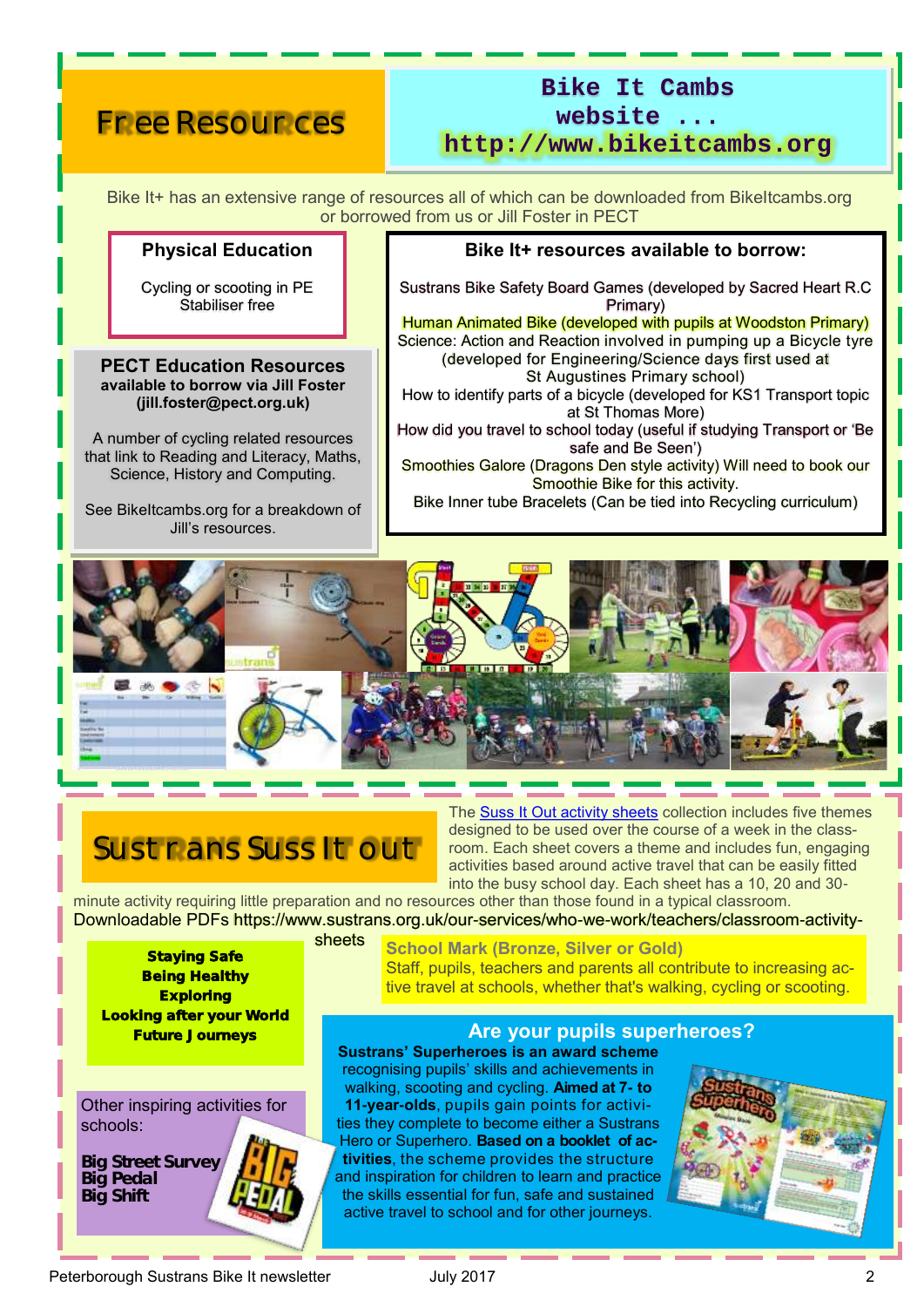# Free Resources

## Bike It Cambs website ... http://www.bikeitcambs.org

Bike It+ has an extensive range of resources all of which can be downloaded from BikeItcambs.org or borrowed from us or Jill Foster in PECT

### Physical Education

Cycling or scooting in PE
Stabiliser free

### PECT Education Resources

**available to borrow via Jill Foster (jill.foster@pect.org.uk)**

A number of cycling related resources that link to Reading and Literacy, Maths, Science, History and Computing.

See BikeItcambs.org for a breakdown of Jill's resources.

### Bike It+ resources available to borrow:

Sustrans Bike Safety Board Games (developed by Sacred Heart R.C Primary)
Human Animated Bike (developed with pupils at Woodston Primary)
Science: Action and Reaction involved in pumping up a Bicycle tyre (developed for Engineering/Science days first used at St Augustines Primary school)
How to identify parts of a bicycle (developed for KS1 Transport topic at St Thomas More)
How did you travel to school today (useful if studying Transport or 'Be safe and Be Seen')
Smoothies Galore (Dragons Den style activity) Will need to book our Smoothie Bike for this activity.
Bike Inner tube Bracelets (Can be tied into Recycling curriculum)

# Sustrans Suss It out

The Suss It Out activity sheets collection includes five themes designed to be used over the course of a week in the classroom. Each sheet covers a theme and includes fun, engaging activities based around active travel that can be easily fitted into the busy school day. Each sheet has a 10, 20 and 30-minute activity requiring little preparation and no resources other than those found in a typical classroom.
Downloadable PDFs https://www.sustrans.org.uk/our-services/who-we-work/teachers/classroom-activity-sheets

**Staying Safe**
**Being Healthy**
**Exploring**
**Looking after your World**
**Future Journeys**

### School Mark (Bronze, Silver or Gold)

Staff, pupils, teachers and parents all contribute to increasing active travel at schools, whether that's walking, cycling or scooting.

Other inspiring activities for schools:

**Big Street Survey**
**Big Pedal**
**Big Shift**

## Are your pupils superheroes?

**Sustrans' Superheroes is an award scheme** recognising pupils' skills and achievements in walking, scooting and cycling. **Aimed at 7- to 11-year-olds**, pupils gain points for activities they complete to become either a Sustrans Hero or Superhero. **Based on a booklet of activities**, the scheme provides the structure and inspiration for children to learn and practice the skills essential for fun, safe and sustained active travel to school and for other journeys.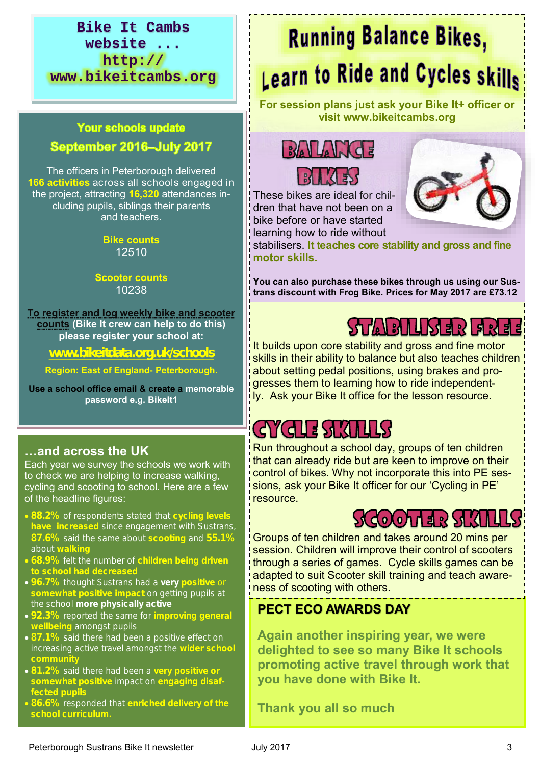**Bike It Cambs website ... http://www.bikeitcambs.org**

## Your schools update September 2016–July 2017

The officers in Peterborough delivered **166 activities** across all schools engaged in the project, attracting **16,320** attendances including pupils, siblings their parents and teachers.

**Bike counts**
12510

**Scooter counts**
10238

**To register and log weekly bike and scooter counts** (Bike It crew can help to do this) please register your school at:

**www.bikeitdata.org.uk/schools**

**Region: East of England- Peterborough.**

**Use a school office email & create a memorable password e.g. BikeIt1**

## …and across the UK

Each year we survey the schools we work with to check we are helping to increase walking, cycling and scooting to school. Here are a few of the headline figures:

- **88.2%** of respondents stated that **cycling levels have increased** since engagement with Sustrans, **87.6%** said the same about **scooting** and **55.1%** about **walking**
- **68.9%** felt the number of **children being driven to school had decreased**
- **96.7%** thought Sustrans had a **very positive** or **somewhat positive impact** on getting pupils at the school **more physically active**
- **92.3%** reported the same for **improving general wellbeing** amongst pupils
- **87.1%** said there had been a positive effect on increasing active travel amongst the **wider school community**
- **81.2%** said there had been a **very positive or somewhat positive** impact on **engaging disaffected pupils**
- **86.6%** responded that **enriched delivery of the school curriculum.**

# Running Balance Bikes, Learn to Ride and Cycles skills

**For session plans just ask your Bike It+ officer or visit www.bikeitcambs.org**

## BALANCE BIKES

These bikes are ideal for children that have not been on a bike before or have started learning how to ride without stabilisers. **It teaches core stability and gross and fine motor skills.**

**You can also purchase these bikes through us using our Sustrans discount with Frog Bike. Prices for May 2017 are £73.12**

## STABILISER FREE

It builds upon core stability and gross and fine motor skills in their ability to balance but also teaches children about setting pedal positions, using brakes and progresses them to learning how to ride independently. Ask your Bike It office for the lesson resource.

## CYCLE SKILLS

Run throughout a school day, groups of ten children that can already ride but are keen to improve on their control of bikes. Why not incorporate this into PE sessions, ask your Bike It officer for our 'Cycling in PE' resource.

## SCOOTER SKILLS

Groups of ten children and takes around 20 mins per session. Children will improve their control of scooters through a series of games. Cycle skills games can be adapted to suit Scooter skill training and teach awareness of scooting with others.

## PECT ECO AWARDS DAY

**Again another inspiring year, we were delighted to see so many Bike It schools promoting active travel through work that you have done with Bike It.**

**Thank you all so much**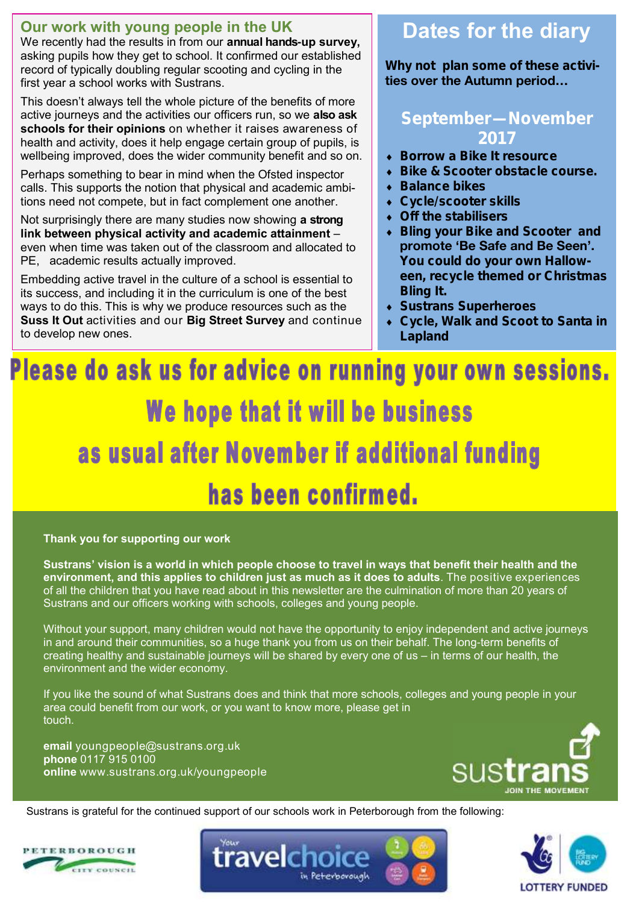## Our work with young people in the UK

We recently had the results in from our **annual hands-up survey,** asking pupils how they get to school. It confirmed our established record of typically doubling regular scooting and cycling in the first year a school works with Sustrans.

This doesn't always tell the whole picture of the benefits of more active journeys and the activities our officers run, so we **also ask schools for their opinions** on whether it raises awareness of health and activity, does it help engage certain group of pupils, is wellbeing improved, does the wider community benefit and so on.

Perhaps something to bear in mind when the Ofsted inspector calls. This supports the notion that physical and academic ambitions need not compete, but in fact complement one another.

Not surprisingly there are many studies now showing **a strong link between physical activity and academic attainment** – even when time was taken out of the classroom and allocated to PE, academic results actually improved.

Embedding active travel in the culture of a school is essential to its success, and including it in the curriculum is one of the best ways to do this. This is why we produce resources such as the **Suss It Out** activities and our **Big Street Survey** and continue to develop new ones.

## Dates for the diary

**Why not plan some of these activities over the Autumn period…**

### September—November 2017

- **Borrow a Bike It resource**
- **Bike & Scooter obstacle course.**
- **Balance bikes**
- **Cycle/scooter skills**
- **Off the stabilisers**
- **Bling your Bike and Scooter and promote 'Be Safe and Be Seen'. You could do your own Halloween, recycle themed or Christmas Bling It.**
- **Sustrans Superheroes**
- **Cycle, Walk and Scoot to Santa in Lapland**

**Please do ask us for advice on running your own sessions.**

**We hope that it will be business as usual after November if additional funding has been confirmed.**

**Thank you for supporting our work**

**Sustrans' vision is a world in which people choose to travel in ways that benefit their health and the environment, and this applies to children just as much as it does to adults**. The positive experiences of all the children that you have read about in this newsletter are the culmination of more than 20 years of Sustrans and our officers working with schools, colleges and young people.

Without your support, many children would not have the opportunity to enjoy independent and active journeys in and around their communities, so a huge thank you from us on their behalf. The long-term benefits of creating healthy and sustainable journeys will be shared by every one of us – in terms of our health, the environment and the wider economy.

If you like the sound of what Sustrans does and think that more schools, colleges and young people in your area could benefit from our work, or you want to know more, please get in touch.

**email** youngpeople@sustrans.org.uk
**phone** 0117 915 0100
**online** www.sustrans.org.uk/youngpeople

sustrans JOIN THE MOVEMENT

Sustrans is grateful for the continued support of our schools work in Peterborough from the following:

PETERBOROUGH CITY COUNCIL

Your travelchoice in Peterborough

BIG LOTTERY FUND — LOTTERY FUNDED